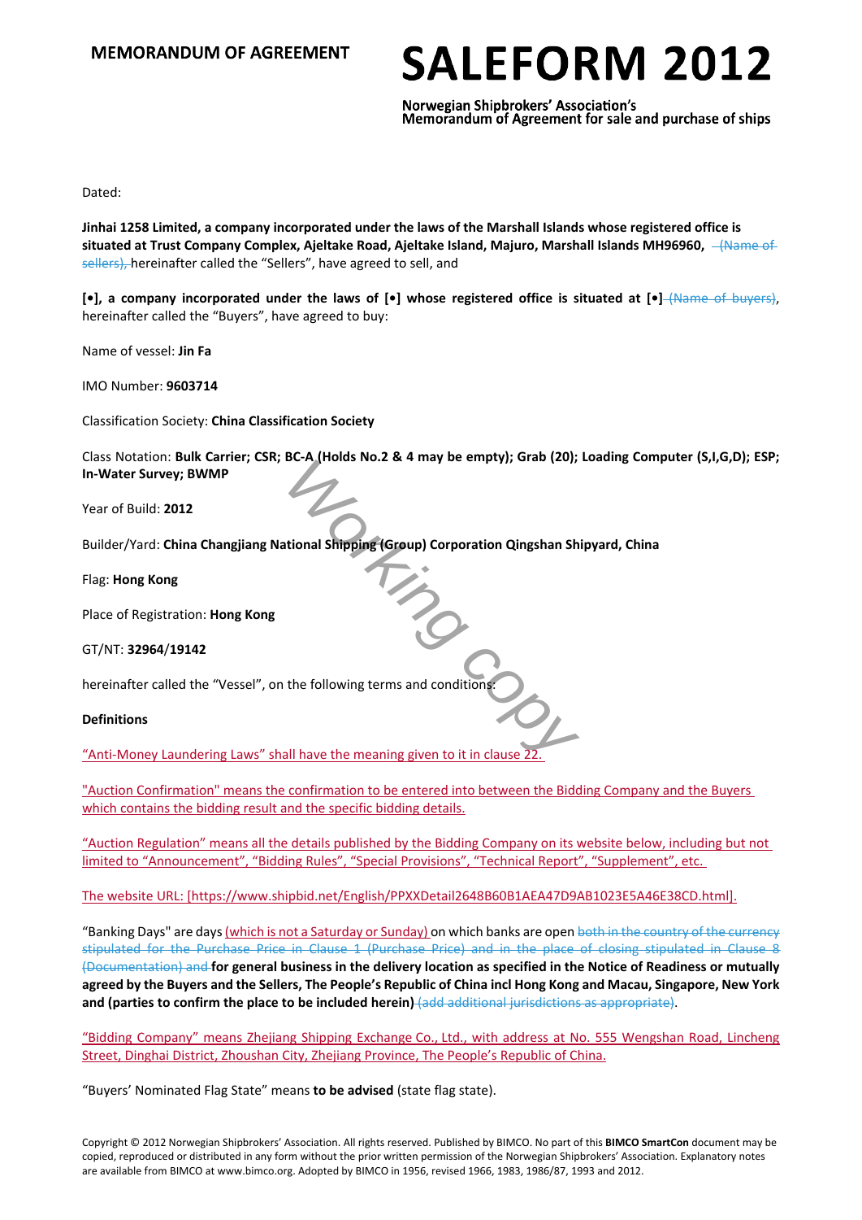# MEMORANDUM OF AGREEMENT

# SALEFORM 2012

Norwegian Shipbrokers' Association's
Memorandum of Agreement for sale and purchase of ships

Dated:

**Jinhai 1258 Limited, a company incorporated under the laws of the Marshall Islands whose registered office is situated at Trust Company Complex, Ajeltake Road, Ajeltake Island, Majuro, Marshall Islands MH96960,** ~~(Name of sellers),~~ hereinafter called the "Sellers", have agreed to sell, and

**[•], a company incorporated under the laws of [•] whose registered office is situated at [•]** ~~(Name of buyers)~~, hereinafter called the "Buyers", have agreed to buy:

Name of vessel: **Jin Fa**

IMO Number: **9603714**

Classification Society: **China Classification Society**

Class Notation: **Bulk Carrier; CSR; BC-A (Holds No.2 & 4 may be empty); Grab (20); Loading Computer (S,I,G,D); ESP; In-Water Survey; BWMP**

Year of Build: **2012**

Builder/Yard: **China Changjiang National Shipping (Group) Corporation Qingshan Shipyard, China**

Flag: **Hong Kong**

Place of Registration: **Hong Kong**

GT/NT: **32964**/**19142**

hereinafter called the "Vessel", on the following terms and conditions:

**Definitions**

"Anti-Money Laundering Laws" shall have the meaning given to it in clause 22.

"Auction Confirmation" means the confirmation to be entered into between the Bidding Company and the Buyers which contains the bidding result and the specific bidding details.

"Auction Regulation" means all the details published by the Bidding Company on its website below, including but not limited to "Announcement", "Bidding Rules", "Special Provisions", "Technical Report", "Supplement", etc.

The website URL: [https://www.shipbid.net/English/PPXXDetail2648B60B1AEA47D9AB1023E5A46E38CD.html].

"Banking Days" are days (which is not a Saturday or Sunday) on which banks are open ~~both in the country of the currency stipulated for the Purchase Price in Clause 1 (Purchase Price) and in the place of closing stipulated in Clause 8 (Documentation) and~~ **for general business in the delivery location as specified in the Notice of Readiness or mutually agreed by the Buyers and the Sellers, The People's Republic of China incl Hong Kong and Macau, Singapore, New York and (parties to confirm the place to be included herein)** ~~(add additional jurisdictions as appropriate)~~.

"Bidding Company" means Zhejiang Shipping Exchange Co., Ltd., with address at No. 555 Wengshan Road, Lincheng Street, Dinghai District, Zhoushan City, Zhejiang Province, The People's Republic of China.

"Buyers' Nominated Flag State" means **to be advised** (state flag state).

Copyright © 2012 Norwegian Shipbrokers' Association. All rights reserved. Published by BIMCO. No part of this **BIMCO SmartCon** document may be copied, reproduced or distributed in any form without the prior written permission of the Norwegian Shipbrokers' Association. Explanatory notes are available from BIMCO at www.bimco.org. Adopted by BIMCO in 1956, revised 1966, 1983, 1986/87, 1993 and 2012.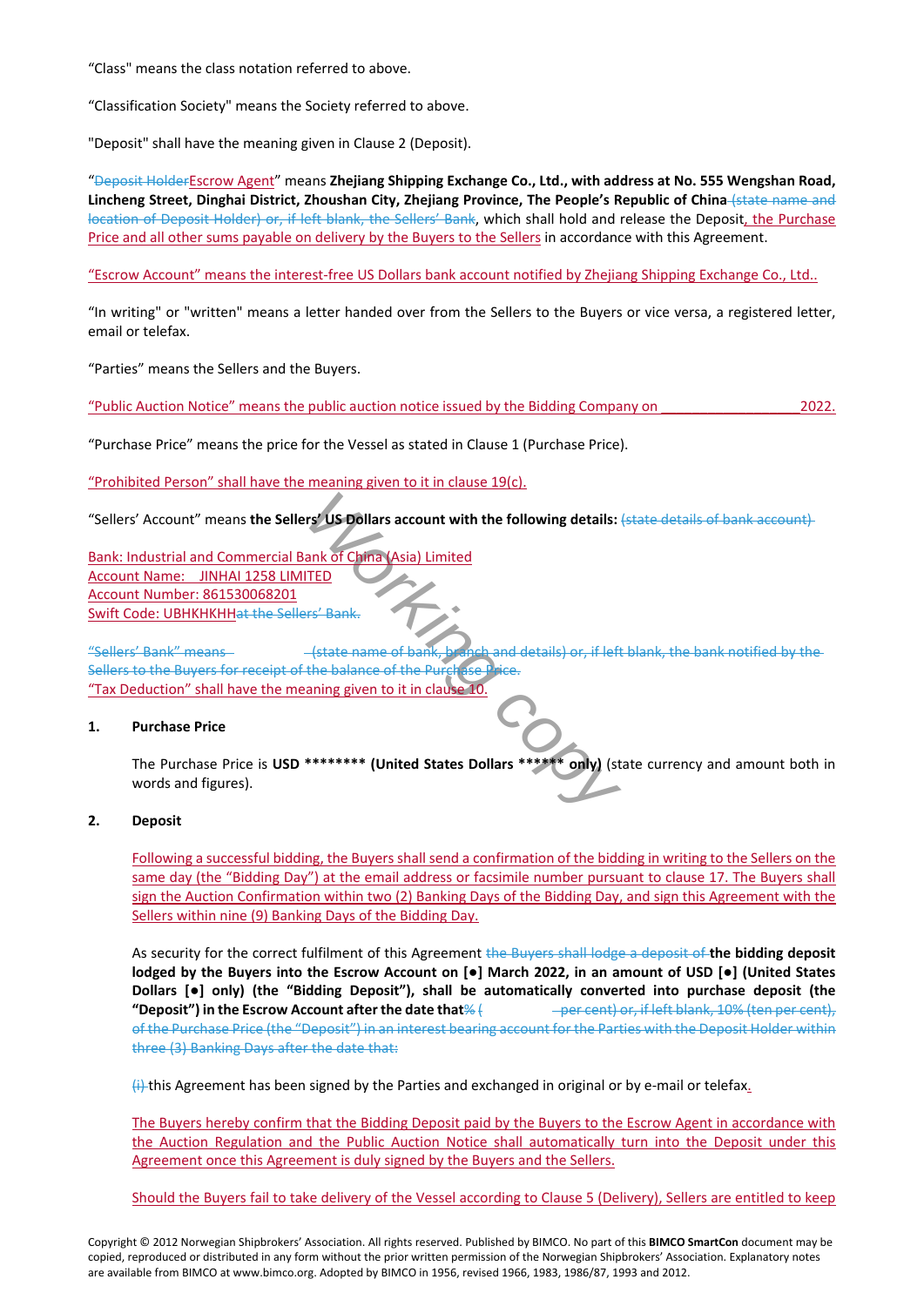"Class" means the class notation referred to above.

"Classification Society" means the Society referred to above.

"Deposit" shall have the meaning given in Clause 2 (Deposit).

"~~Deposit Holder~~Escrow Agent" means **Zhejiang Shipping Exchange Co., Ltd., with address at No. 555 Wengshan Road, Lincheng Street, Dinghai District, Zhoushan City, Zhejiang Province, The People's Republic of China** ~~(state name and location of Deposit Holder) or, if left blank, the Sellers' Bank~~, which shall hold and release the Deposit, the Purchase Price and all other sums payable on delivery by the Buyers to the Sellers in accordance with this Agreement.

"Escrow Account" means the interest-free US Dollars bank account notified by Zhejiang Shipping Exchange Co., Ltd..

"In writing" or "written" means a letter handed over from the Sellers to the Buyers or vice versa, a registered letter, email or telefax.

"Parties" means the Sellers and the Buyers.

"Public Auction Notice" means the public auction notice issued by the Bidding Company on __________________2022.

"Purchase Price" means the price for the Vessel as stated in Clause 1 (Purchase Price).

"Prohibited Person" shall have the meaning given to it in clause 19(c).

"Sellers' Account" means **the Sellers' US Dollars account with the following details:** ~~(state details of bank account)~~

Bank: Industrial and Commercial Bank of China (Asia) Limited
Account Name: JINHAI 1258 LIMITED
Account Number: 861530068201
Swift Code: UBHKHKHH~~at the Sellers' Bank.~~

~~"Sellers' Bank" means (state name of bank, branch and details) or, if left blank, the bank notified by the Sellers to the Buyers for receipt of the balance of the Purchase Price.~~
"Tax Deduction" shall have the meaning given to it in clause 10.

## 1. Purchase Price

The Purchase Price is **USD ******** (United States Dollars ****** only)** (state currency and amount both in words and figures).

## 2. Deposit

Following a successful bidding, the Buyers shall send a confirmation of the bidding in writing to the Sellers on the same day (the "Bidding Day") at the email address or facsimile number pursuant to clause 17. The Buyers shall sign the Auction Confirmation within two (2) Banking Days of the Bidding Day, and sign this Agreement with the Sellers within nine (9) Banking Days of the Bidding Day.

As security for the correct fulfilment of this Agreement ~~the Buyers shall lodge a deposit of~~ **the bidding deposit lodged by the Buyers into the Escrow Account on [●] March 2022, in an amount of USD [●] (United States Dollars [●] only) (the "Bidding Deposit"), shall be automatically converted into purchase deposit (the "Deposit") in the Escrow Account after the date that**~~% ( per cent) or, if left blank, 10% (ten per cent), of the Purchase Price (the "Deposit") in an interest bearing account for the Parties with the Deposit Holder within three (3) Banking Days after the date that:~~

~~(i)~~ this Agreement has been signed by the Parties and exchanged in original or by e-mail or telefax.

The Buyers hereby confirm that the Bidding Deposit paid by the Buyers to the Escrow Agent in accordance with the Auction Regulation and the Public Auction Notice shall automatically turn into the Deposit under this Agreement once this Agreement is duly signed by the Buyers and the Sellers.

Should the Buyers fail to take delivery of the Vessel according to Clause 5 (Delivery), Sellers are entitled to keep

Copyright © 2012 Norwegian Shipbrokers' Association. All rights reserved. Published by BIMCO. No part of this **BIMCO SmartCon** document may be copied, reproduced or distributed in any form without the prior written permission of the Norwegian Shipbrokers' Association. Explanatory notes are available from BIMCO at www.bimco.org. Adopted by BIMCO in 1956, revised 1966, 1983, 1986/87, 1993 and 2012.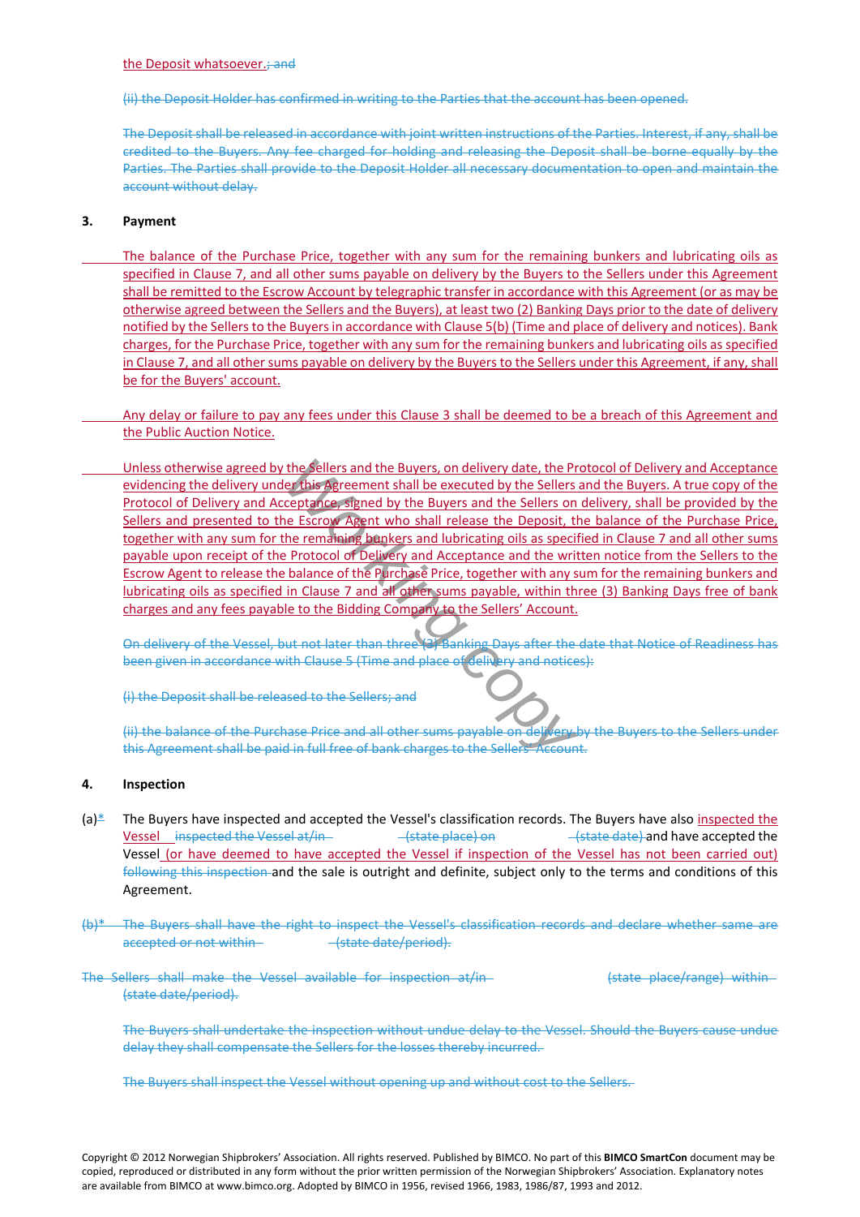the Deposit whatsoever.; and

(ii) the Deposit Holder has confirmed in writing to the Parties that the account has been opened.

The Deposit shall be released in accordance with joint written instructions of the Parties. Interest, if any, shall be credited to the Buyers. Any fee charged for holding and releasing the Deposit shall be borne equally by the Parties. The Parties shall provide to the Deposit Holder all necessary documentation to open and maintain the account without delay.

**3. Payment**

The balance of the Purchase Price, together with any sum for the remaining bunkers and lubricating oils as specified in Clause 7, and all other sums payable on delivery by the Buyers to the Sellers under this Agreement shall be remitted to the Escrow Account by telegraphic transfer in accordance with this Agreement (or as may be otherwise agreed between the Sellers and the Buyers), at least two (2) Banking Days prior to the date of delivery notified by the Sellers to the Buyers in accordance with Clause 5(b) (Time and place of delivery and notices). Bank charges, for the Purchase Price, together with any sum for the remaining bunkers and lubricating oils as specified in Clause 7, and all other sums payable on delivery by the Buyers to the Sellers under this Agreement, if any, shall be for the Buyers' account.

Any delay or failure to pay any fees under this Clause 3 shall be deemed to be a breach of this Agreement and the Public Auction Notice.

Unless otherwise agreed by the Sellers and the Buyers, on delivery date, the Protocol of Delivery and Acceptance evidencing the delivery under this Agreement shall be executed by the Sellers and the Buyers. A true copy of the Protocol of Delivery and Acceptance, signed by the Buyers and the Sellers on delivery, shall be provided by the Sellers and presented to the Escrow Agent who shall release the Deposit, the balance of the Purchase Price, together with any sum for the remaining bunkers and lubricating oils as specified in Clause 7 and all other sums payable upon receipt of the Protocol of Delivery and Acceptance and the written notice from the Sellers to the Escrow Agent to release the balance of the Purchase Price, together with any sum for the remaining bunkers and lubricating oils as specified in Clause 7 and all other sums payable, within three (3) Banking Days free of bank charges and any fees payable to the Bidding Company to the Sellers' Account.

On delivery of the Vessel, but not later than three (3) Banking Days after the date that Notice of Readiness has been given in accordance with Clause 5 (Time and place of delivery and notices):

(i) the Deposit shall be released to the Sellers; and

(ii) the balance of the Purchase Price and all other sums payable on delivery by the Buyers to the Sellers under this Agreement shall be paid in full free of bank charges to the Sellers' Account.

**4. Inspection**

(a)* The Buyers have inspected and accepted the Vessel's classification records. The Buyers have also inspected the Vessel inspected the Vessel at/in (state place) on (state date) and have accepted the Vessel (or have deemed to have accepted the Vessel if inspection of the Vessel has not been carried out) following this inspection and the sale is outright and definite, subject only to the terms and conditions of this Agreement.

(b)* The Buyers shall have the right to inspect the Vessel's classification records and declare whether same are accepted or not within (state date/period).

The Sellers shall make the Vessel available for inspection at/in (state place/range) within (state date/period).

The Buyers shall undertake the inspection without undue delay to the Vessel. Should the Buyers cause undue delay they shall compensate the Sellers for the losses thereby incurred.

The Buyers shall inspect the Vessel without opening up and without cost to the Sellers.

Copyright © 2012 Norwegian Shipbrokers' Association. All rights reserved. Published by BIMCO. No part of this **BIMCO SmartCon** document may be copied, reproduced or distributed in any form without the prior written permission of the Norwegian Shipbrokers' Association. Explanatory notes are available from BIMCO at www.bimco.org. Adopted by BIMCO in 1956, revised 1966, 1983, 1986/87, 1993 and 2012.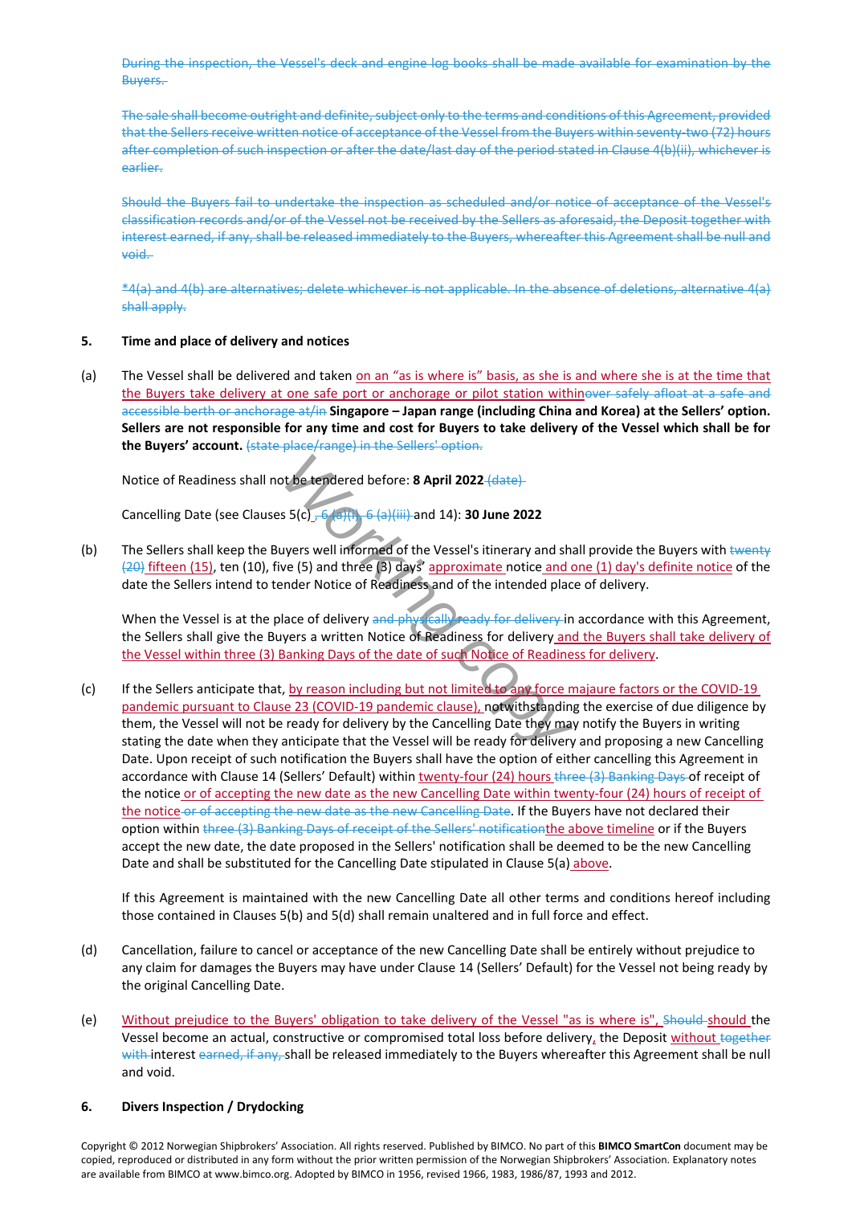~~During the inspection, the Vessel's deck and engine log books shall be made available for examination by the Buyers.~~

~~The sale shall become outright and definite, subject only to the terms and conditions of this Agreement, provided that the Sellers receive written notice of acceptance of the Vessel from the Buyers within seventy-two (72) hours after completion of such inspection or after the date/last day of the period stated in Clause 4(b)(ii), whichever is earlier.~~

~~Should the Buyers fail to undertake the inspection as scheduled and/or notice of acceptance of the Vessel's classification records and/or of the Vessel not be received by the Sellers as aforesaid, the Deposit together with interest earned, if any, shall be released immediately to the Buyers, whereafter this Agreement shall be null and void.~~

~~*4(a) and 4(b) are alternatives; delete whichever is not applicable. In the absence of deletions, alternative 4(a) shall apply.~~

**5. Time and place of delivery and notices**

(a) The Vessel shall be delivered and taken on an "as is where is" basis, as she is and where she is at the time that the Buyers take delivery at one safe port or anchorage or pilot station within~~over safely afloat at a safe and accessible berth or anchorage at/in~~ **Singapore – Japan range (including China and Korea) at the Sellers' option. Sellers are not responsible for any time and cost for Buyers to take delivery of the Vessel which shall be for the Buyers' account.** ~~(state place/range) in the Sellers' option.~~

Notice of Readiness shall not be tendered before: **8 April 2022** ~~(date)~~

Cancelling Date (see Clauses 5(c)~~, 6(a)(i), 6 (a)(iii)~~ and 14): **30 June 2022**

(b) The Sellers shall keep the Buyers well informed of the Vessel's itinerary and shall provide the Buyers with ~~twenty (20)~~ fifteen (15), ten (10), five (5) and three (3) days' approximate notice and one (1) day's definite notice of the date the Sellers intend to tender Notice of Readiness and of the intended place of delivery.

When the Vessel is at the place of delivery ~~and physically ready for delivery~~ in accordance with this Agreement, the Sellers shall give the Buyers a written Notice of Readiness for delivery and the Buyers shall take delivery of the Vessel within three (3) Banking Days of the date of such Notice of Readiness for delivery.

(c) If the Sellers anticipate that, by reason including but not limited to any force majaure factors or the COVID-19 pandemic pursuant to Clause 23 (COVID-19 pandemic clause), notwithstanding the exercise of due diligence by them, the Vessel will not be ready for delivery by the Cancelling Date they may notify the Buyers in writing stating the date when they anticipate that the Vessel will be ready for delivery and proposing a new Cancelling Date. Upon receipt of such notification the Buyers shall have the option of either cancelling this Agreement in accordance with Clause 14 (Sellers' Default) within twenty-four (24) hours ~~three (3) Banking Days~~ of receipt of the notice or of accepting the new date as the new Cancelling Date within twenty-four (24) hours of receipt of the notice ~~or of accepting the new date as the new Cancelling Date~~. If the Buyers have not declared their option within ~~three (3) Banking Days of receipt of the Sellers' notification~~the above timeline or if the Buyers accept the new date, the date proposed in the Sellers' notification shall be deemed to be the new Cancelling Date and shall be substituted for the Cancelling Date stipulated in Clause 5(a) above.

If this Agreement is maintained with the new Cancelling Date all other terms and conditions hereof including those contained in Clauses 5(b) and 5(d) shall remain unaltered and in full force and effect.

(d) Cancellation, failure to cancel or acceptance of the new Cancelling Date shall be entirely without prejudice to any claim for damages the Buyers may have under Clause 14 (Sellers' Default) for the Vessel not being ready by the original Cancelling Date.

(e) Without prejudice to the Buyers' obligation to take delivery of the Vessel "as is where is", ~~Should~~ should the Vessel become an actual, constructive or compromised total loss before delivery, the Deposit without ~~together with~~ interest ~~earned, if any,~~ shall be released immediately to the Buyers whereafter this Agreement shall be null and void.

**6. Divers Inspection / Drydocking**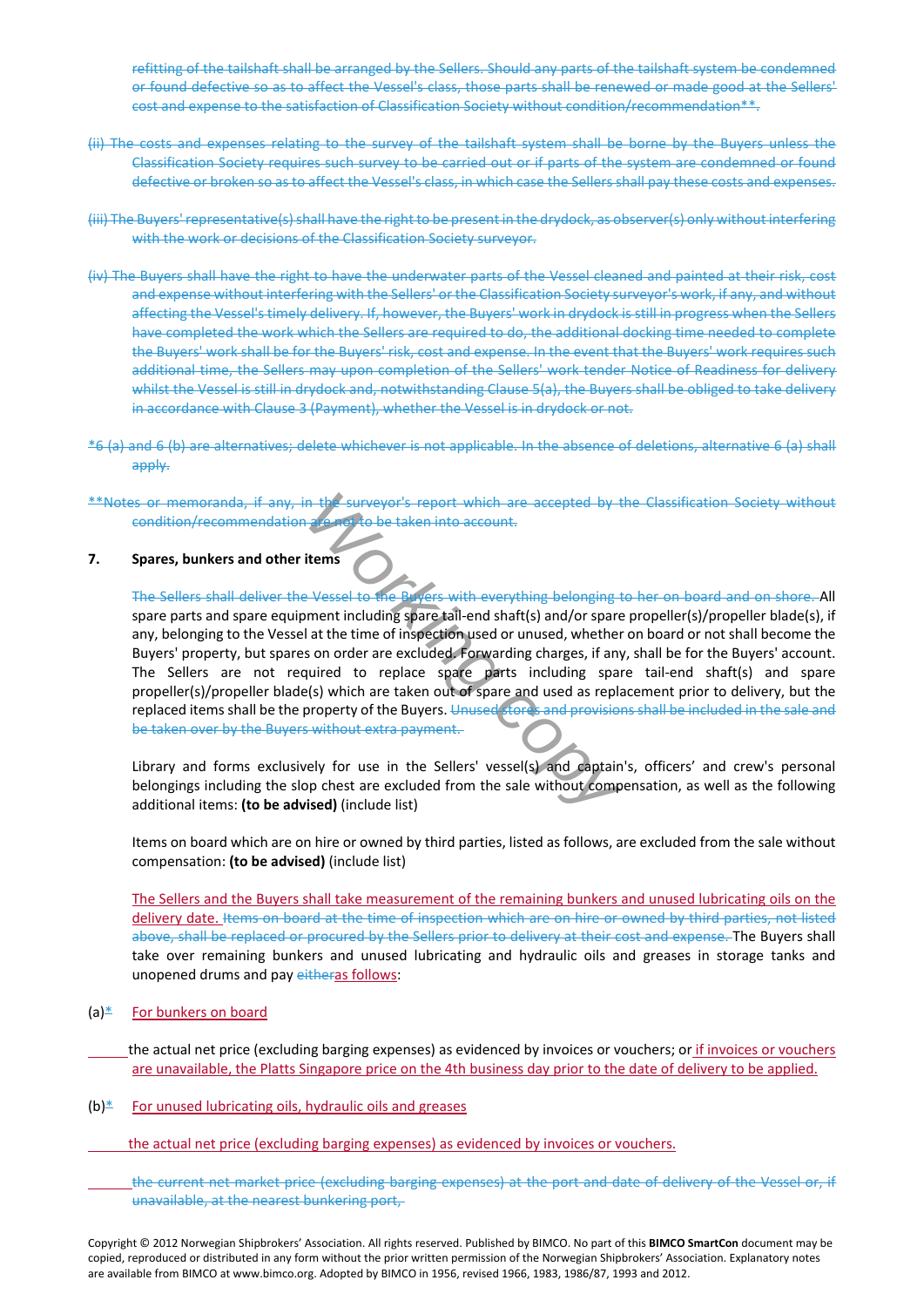refitting of the tailshaft shall be arranged by the Sellers. Should any parts of the tailshaft system be condemned or found defective so as to affect the Vessel's class, those parts shall be renewed or made good at the Sellers' cost and expense to the satisfaction of Classification Society without condition/recommendation**.

(ii) The costs and expenses relating to the survey of the tailshaft system shall be borne by the Buyers unless the Classification Society requires such survey to be carried out or if parts of the system are condemned or found defective or broken so as to affect the Vessel's class, in which case the Sellers shall pay these costs and expenses.

(iii) The Buyers' representative(s) shall have the right to be present in the drydock, as observer(s) only without interfering with the work or decisions of the Classification Society surveyor.

(iv) The Buyers shall have the right to have the underwater parts of the Vessel cleaned and painted at their risk, cost and expense without interfering with the Sellers' or the Classification Society surveyor's work, if any, and without affecting the Vessel's timely delivery. If, however, the Buyers' work in drydock is still in progress when the Sellers have completed the work which the Sellers are required to do, the additional docking time needed to complete the Buyers' work shall be for the Buyers' risk, cost and expense. In the event that the Buyers' work requires such additional time, the Sellers may upon completion of the Sellers' work tender Notice of Readiness for delivery whilst the Vessel is still in drydock and, notwithstanding Clause 5(a), the Buyers shall be obliged to take delivery in accordance with Clause 3 (Payment), whether the Vessel is in drydock or not.

*6 (a) and 6 (b) are alternatives; delete whichever is not applicable. In the absence of deletions, alternative 6 (a) shall apply.

**Notes or memoranda, if any, in the surveyor's report which are accepted by the Classification Society without condition/recommendation are not to be taken into account.

**7. Spares, bunkers and other items**

The Sellers shall deliver the Vessel to the Buyers with everything belonging to her on board and on shore. All spare parts and spare equipment including spare tail-end shaft(s) and/or spare propeller(s)/propeller blade(s), if any, belonging to the Vessel at the time of inspection used or unused, whether on board or not shall become the Buyers' property, but spares on order are excluded. Forwarding charges, if any, shall be for the Buyers' account. The Sellers are not required to replace spare parts including spare tail-end shaft(s) and spare propeller(s)/propeller blade(s) which are taken out of spare and used as replacement prior to delivery, but the replaced items shall be the property of the Buyers. Unused stores and provisions shall be included in the sale and be taken over by the Buyers without extra payment.

Library and forms exclusively for use in the Sellers' vessel(s) and captain's, officers' and crew's personal belongings including the slop chest are excluded from the sale without compensation, as well as the following additional items: **(to be advised)** (include list)

Items on board which are on hire or owned by third parties, listed as follows, are excluded from the sale without compensation: **(to be advised)** (include list)

The Sellers and the Buyers shall take measurement of the remaining bunkers and unused lubricating oils on the delivery date. Items on board at the time of inspection which are on hire or owned by third parties, not listed above, shall be replaced or procured by the Sellers prior to delivery at their cost and expense. The Buyers shall take over remaining bunkers and unused lubricating and hydraulic oils and greases in storage tanks and unopened drums and pay eitheras follows:

(a)* For bunkers on board

the actual net price (excluding barging expenses) as evidenced by invoices or vouchers; or if invoices or vouchers are unavailable, the Platts Singapore price on the 4th business day prior to the date of delivery to be applied.

(b)* For unused lubricating oils, hydraulic oils and greases

the actual net price (excluding barging expenses) as evidenced by invoices or vouchers.

the current net market price (excluding barging expenses) at the port and date of delivery of the Vessel or, if unavailable, at the nearest bunkering port,

Copyright © 2012 Norwegian Shipbrokers' Association. All rights reserved. Published by BIMCO. No part of this **BIMCO SmartCon** document may be copied, reproduced or distributed in any form without the prior written permission of the Norwegian Shipbrokers' Association. Explanatory notes are available from BIMCO at www.bimco.org. Adopted by BIMCO in 1956, revised 1966, 1983, 1986/87, 1993 and 2012.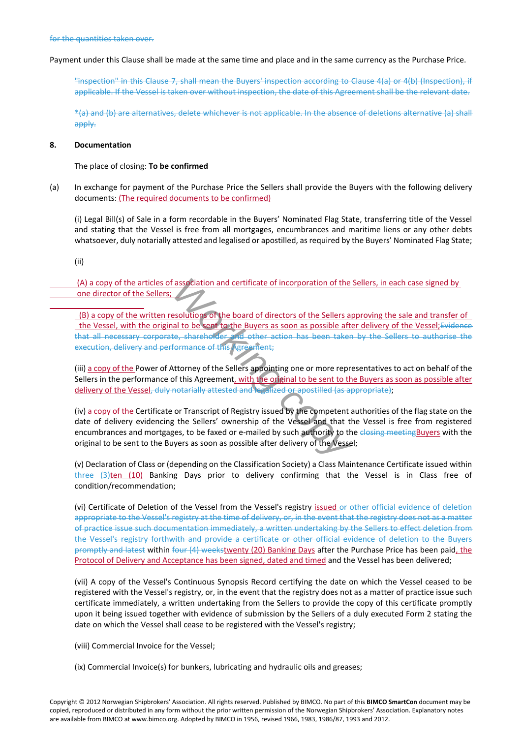~~for the quantities taken over.~~

Payment under this Clause shall be made at the same time and place and in the same currency as the Purchase Price.

~~"inspection" in this Clause 7, shall mean the Buyers' inspection according to Clause 4(a) or 4(b) (Inspection), if applicable. If the Vessel is taken over without inspection, the date of this Agreement shall be the relevant date.~~

~~*(a) and (b) are alternatives, delete whichever is not applicable. In the absence of deletions alternative (a) shall apply.~~

**8. Documentation**

The place of closing: **To be confirmed**

(a) In exchange for payment of the Purchase Price the Sellers shall provide the Buyers with the following delivery documents: (The required documents to be confirmed)

(i) Legal Bill(s) of Sale in a form recordable in the Buyers' Nominated Flag State, transferring title of the Vessel and stating that the Vessel is free from all mortgages, encumbrances and maritime liens or any other debts whatsoever, duly notarially attested and legalised or apostilled, as required by the Buyers' Nominated Flag State;

(ii)

(A) a copy of the articles of association and certificate of incorporation of the Sellers, in each case signed by one director of the Sellers;

(B) a copy of the written resolutions of the board of directors of the Sellers approving the sale and transfer of the Vessel, with the original to be sent to the Buyers as soon as possible after delivery of the Vessel;~~Evidence that all necessary corporate, shareholder and other action has been taken by the Sellers to authorise the execution, delivery and performance of this Agreement;~~

(iii) a copy of the Power of Attorney of the Sellers appointing one or more representatives to act on behalf of the Sellers in the performance of this Agreement, with the original to be sent to the Buyers as soon as possible after delivery of the Vessel~~, duly notarially attested and legalized or apostilled (as appropriate)~~;

(iv) a copy of the Certificate or Transcript of Registry issued by the competent authorities of the flag state on the date of delivery evidencing the Sellers' ownership of the Vessel and that the Vessel is free from registered encumbrances and mortgages, to be faxed or e-mailed by such authority to the ~~closing meeting~~Buyers with the original to be sent to the Buyers as soon as possible after delivery of the Vessel;

(v) Declaration of Class or (depending on the Classification Society) a Class Maintenance Certificate issued within ~~three (3)~~ten (10) Banking Days prior to delivery confirming that the Vessel is in Class free of condition/recommendation;

(vi) Certificate of Deletion of the Vessel from the Vessel's registry issued ~~or other official evidence of deletion appropriate to the Vessel's registry at the time of delivery, or, in the event that the registry does not as a matter of practice issue such documentation immediately, a written undertaking by the Sellers to effect deletion from the Vessel's registry forthwith and provide a certificate or other official evidence of deletion to the Buyers promptly and latest~~ within ~~four (4) weeks~~twenty (20) Banking Days after the Purchase Price has been paid, the Protocol of Delivery and Acceptance has been signed, dated and timed and the Vessel has been delivered;

(vii) A copy of the Vessel's Continuous Synopsis Record certifying the date on which the Vessel ceased to be registered with the Vessel's registry, or, in the event that the registry does not as a matter of practice issue such certificate immediately, a written undertaking from the Sellers to provide the copy of this certificate promptly upon it being issued together with evidence of submission by the Sellers of a duly executed Form 2 stating the date on which the Vessel shall cease to be registered with the Vessel's registry;

(viii) Commercial Invoice for the Vessel;

(ix) Commercial Invoice(s) for bunkers, lubricating and hydraulic oils and greases;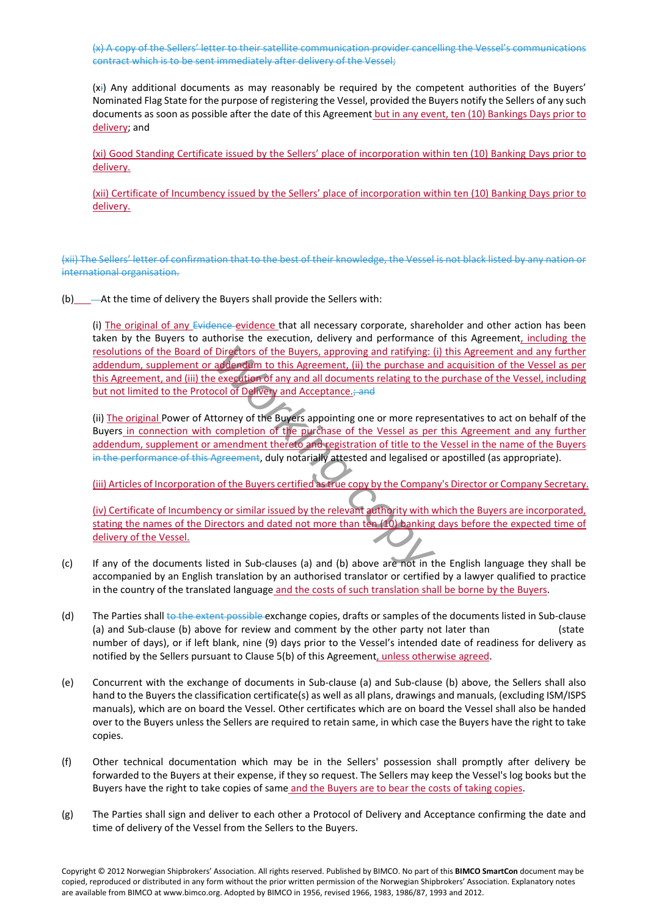(x) A copy of the Sellers' letter to their satellite communication provider cancelling the Vessel's communications contract which is to be sent immediately after delivery of the Vessel;

(xi) Any additional documents as may reasonably be required by the competent authorities of the Buyers' Nominated Flag State for the purpose of registering the Vessel, provided the Buyers notify the Sellers of any such documents as soon as possible after the date of this Agreement but in any event, ten (10) Bankings Days prior to delivery; and

(xi) Good Standing Certificate issued by the Sellers' place of incorporation within ten (10) Banking Days prior to delivery.

(xii) Certificate of Incumbency issued by the Sellers' place of incorporation within ten (10) Banking Days prior to delivery.

(xii) The Sellers' letter of confirmation that to the best of their knowledge, the Vessel is not black listed by any nation or international organisation.

(b) At the time of delivery the Buyers shall provide the Sellers with:

(i) The original of any Evidence evidence that all necessary corporate, shareholder and other action has been taken by the Buyers to authorise the execution, delivery and performance of this Agreement, including the resolutions of the Board of Directors of the Buyers, approving and ratifying: (i) this Agreement and any further addendum, supplement or addendum to this Agreement, (ii) the purchase and acquisition of the Vessel as per this Agreement, and (iii) the execution of any and all documents relating to the purchase of the Vessel, including but not limited to the Protocol of Delivery and Acceptance.; and

(ii) The original Power of Attorney of the Buyers appointing one or more representatives to act on behalf of the Buyers in connection with completion of the purchase of the Vessel as per this Agreement and any further addendum, supplement or amendment thereto and registration of title to the Vessel in the name of the Buyers in the performance of this Agreement, duly notarially attested and legalised or apostilled (as appropriate).

(iii) Articles of Incorporation of the Buyers certified as true copy by the Company's Director or Company Secretary.

(iv) Certificate of Incumbency or similar issued by the relevant authority with which the Buyers are incorporated, stating the names of the Directors and dated not more than ten (10) banking days before the expected time of delivery of the Vessel.

(c) If any of the documents listed in Sub-clauses (a) and (b) above are not in the English language they shall be accompanied by an English translation by an authorised translator or certified by a lawyer qualified to practice in the country of the translated language and the costs of such translation shall be borne by the Buyers.

(d) The Parties shall to the extent possible exchange copies, drafts or samples of the documents listed in Sub-clause (a) and Sub-clause (b) above for review and comment by the other party not later than (state number of days), or if left blank, nine (9) days prior to the Vessel's intended date of readiness for delivery as notified by the Sellers pursuant to Clause 5(b) of this Agreement, unless otherwise agreed.

(e) Concurrent with the exchange of documents in Sub-clause (a) and Sub-clause (b) above, the Sellers shall also hand to the Buyers the classification certificate(s) as well as all plans, drawings and manuals, (excluding ISM/ISPS manuals), which are on board the Vessel. Other certificates which are on board the Vessel shall also be handed over to the Buyers unless the Sellers are required to retain same, in which case the Buyers have the right to take copies.

(f) Other technical documentation which may be in the Sellers' possession shall promptly after delivery be forwarded to the Buyers at their expense, if they so request. The Sellers may keep the Vessel's log books but the Buyers have the right to take copies of same and the Buyers are to bear the costs of taking copies.

(g) The Parties shall sign and deliver to each other a Protocol of Delivery and Acceptance confirming the date and time of delivery of the Vessel from the Sellers to the Buyers.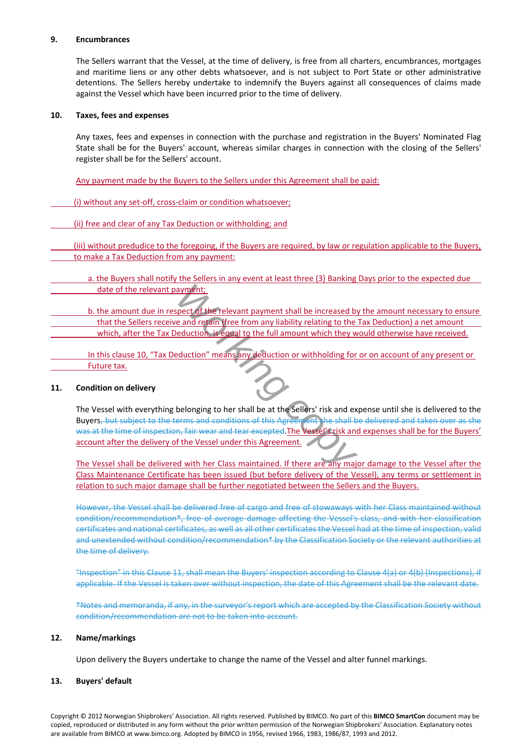**9. Encumbrances**

The Sellers warrant that the Vessel, at the time of delivery, is free from all charters, encumbrances, mortgages and maritime liens or any other debts whatsoever, and is not subject to Port State or other administrative detentions. The Sellers hereby undertake to indemnify the Buyers against all consequences of claims made against the Vessel which have been incurred prior to the time of delivery.

**10. Taxes, fees and expenses**

Any taxes, fees and expenses in connection with the purchase and registration in the Buyers' Nominated Flag State shall be for the Buyers' account, whereas similar charges in connection with the closing of the Sellers' register shall be for the Sellers' account.

Any payment made by the Buyers to the Sellers under this Agreement shall be paid:

(i) without any set-off, cross-claim or condition whatsoever;

(ii) free and clear of any Tax Deduction or withholding; and

(iii) without preducide to the foregoing, if the Buyers are required, by law or regulation applicable to the Buyers, to make a Tax Deduction from any payment:

a. the Buyers shall notify the Sellers in any event at least three (3) Banking Days prior to the expected due date of the relevant payment;

b. the amount due in respect of the relevant payment shall be increased by the amount necessary to ensure that the Sellers receive and retain (free from any liability relating to the Tax Deduction) a net amount which, after the Tax Deduction, is equal to the full amount which they would otherwise have received.

In this clause 10, "Tax Deduction" means any deduction or withholding for or on account of any present or Future tax.

**11. Condition on delivery**

The Vessel with everything belonging to her shall be at the Sellers' risk and expense until she is delivered to the Buyers~~, but subject to the terms and conditions of this Agreement she shall be delivered and taken over as she was at the time of inspection, fair wear and tear excepted~~.The Vessel's risk and expenses shall be for the Buyers' account after the delivery of the Vessel under this Agreement.

The Vessel shall be delivered with her Class maintained. If there are any major damage to the Vessel after the Class Maintenance Certificate has been issued (but before delivery of the Vessel), any terms or settlement in relation to such major damage shall be further negotiated between the Sellers and the Buyers.

~~However, the Vessel shall be delivered free of cargo and free of stowaways with her Class maintained without condition/recommendation*, free of average damage affecting the Vessel's class, and with her classification certificates and national certificates, as well as all other certificates the Vessel had at the time of inspection, valid and unextended without condition/recommendation* by the Classification Society or the relevant authorities at the time of delivery.~~

~~"Inspection" in this Clause 11, shall mean the Buyers' inspection according to Clause 4(a) or 4(b) (Inspections), if applicable. If the Vessel is taken over without inspection, the date of this Agreement shall be the relevant date.~~

~~*Notes and memoranda, if any, in the surveyor's report which are accepted by the Classification Society without condition/recommendation are not to be taken into account.~~

**12. Name/markings**

Upon delivery the Buyers undertake to change the name of the Vessel and alter funnel markings.

**13. Buyers' default**

Copyright © 2012 Norwegian Shipbrokers' Association. All rights reserved. Published by BIMCO. No part of this **BIMCO SmartCon** document may be copied, reproduced or distributed in any form without the prior written permission of the Norwegian Shipbrokers' Association. Explanatory notes are available from BIMCO at www.bimco.org. Adopted by BIMCO in 1956, revised 1966, 1983, 1986/87, 1993 and 2012.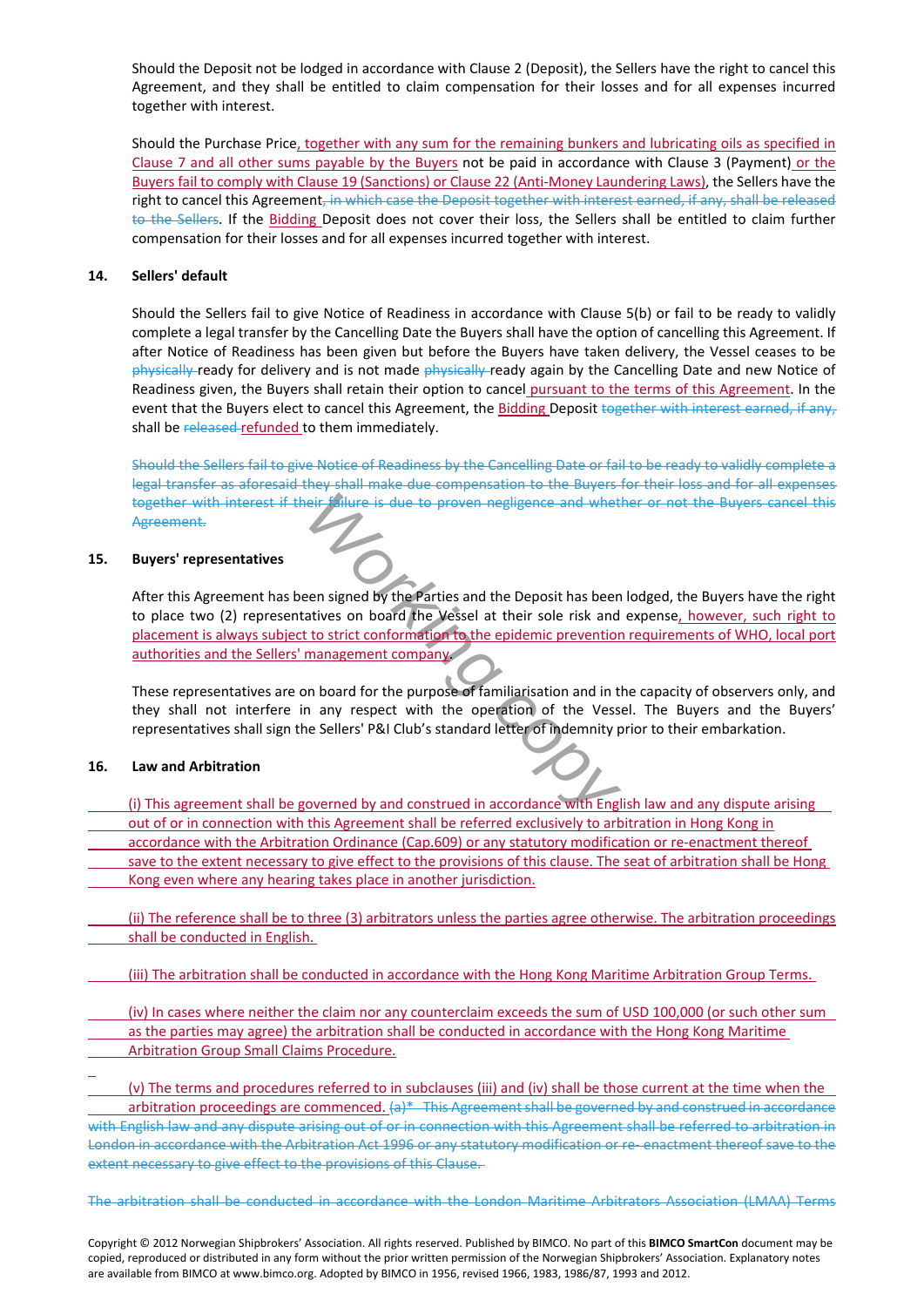Should the Deposit not be lodged in accordance with Clause 2 (Deposit), the Sellers have the right to cancel this Agreement, and they shall be entitled to claim compensation for their losses and for all expenses incurred together with interest.

Should the Purchase Price, together with any sum for the remaining bunkers and lubricating oils as specified in Clause 7 and all other sums payable by the Buyers not be paid in accordance with Clause 3 (Payment) or the Buyers fail to comply with Clause 19 (Sanctions) or Clause 22 (Anti-Money Laundering Laws), the Sellers have the right to cancel this Agreement~~, in which case the Deposit together with interest earned, if any, shall be released to the Sellers~~. If the Bidding Deposit does not cover their loss, the Sellers shall be entitled to claim further compensation for their losses and for all expenses incurred together with interest.

**14. Sellers' default**

Should the Sellers fail to give Notice of Readiness in accordance with Clause 5(b) or fail to be ready to validly complete a legal transfer by the Cancelling Date the Buyers shall have the option of cancelling this Agreement. If after Notice of Readiness has been given but before the Buyers have taken delivery, the Vessel ceases to be ~~physically~~ ready for delivery and is not made ~~physically~~ ready again by the Cancelling Date and new Notice of Readiness given, the Buyers shall retain their option to cancel pursuant to the terms of this Agreement. In the event that the Buyers elect to cancel this Agreement, the Bidding Deposit ~~together with interest earned, if any,~~ shall be ~~released~~ refunded to them immediately.

~~Should the Sellers fail to give Notice of Readiness by the Cancelling Date or fail to be ready to validly complete a legal transfer as aforesaid they shall make due compensation to the Buyers for their loss and for all expenses together with interest if their failure is due to proven negligence and whether or not the Buyers cancel this Agreement.~~

**15. Buyers' representatives**

After this Agreement has been signed by the Parties and the Deposit has been lodged, the Buyers have the right to place two (2) representatives on board the Vessel at their sole risk and expense, however, such right to placement is always subject to strict conformation to the epidemic prevention requirements of WHO, local port authorities and the Sellers' management company.

These representatives are on board for the purpose of familiarisation and in the capacity of observers only, and they shall not interfere in any respect with the operation of the Vessel. The Buyers and the Buyers' representatives shall sign the Sellers' P&I Club's standard letter of indemnity prior to their embarkation.

**16. Law and Arbitration**

(i) This agreement shall be governed by and construed in accordance with English law and any dispute arising out of or in connection with this Agreement shall be referred exclusively to arbitration in Hong Kong in accordance with the Arbitration Ordinance (Cap.609) or any statutory modification or re-enactment thereof save to the extent necessary to give effect to the provisions of this clause. The seat of arbitration shall be Hong Kong even where any hearing takes place in another jurisdiction.

(ii) The reference shall be to three (3) arbitrators unless the parties agree otherwise. The arbitration proceedings shall be conducted in English.

(iii) The arbitration shall be conducted in accordance with the Hong Kong Maritime Arbitration Group Terms.

(iv) In cases where neither the claim nor any counterclaim exceeds the sum of USD 100,000 (or such other sum as the parties may agree) the arbitration shall be conducted in accordance with the Hong Kong Maritime Arbitration Group Small Claims Procedure.

(v) The terms and procedures referred to in subclauses (iii) and (iv) shall be those current at the time when the arbitration proceedings are commenced. ~~(a)* This Agreement shall be governed by and construed in accordance with English law and any dispute arising out of or in connection with this Agreement shall be referred to arbitration in London in accordance with the Arbitration Act 1996 or any statutory modification or re- enactment thereof save to the extent necessary to give effect to the provisions of this Clause.~~

~~The arbitration shall be conducted in accordance with the London Maritime Arbitrators Association (LMAA) Terms~~

Copyright © 2012 Norwegian Shipbrokers' Association. All rights reserved. Published by BIMCO. No part of this **BIMCO SmartCon** document may be copied, reproduced or distributed in any form without the prior written permission of the Norwegian Shipbrokers' Association. Explanatory notes are available from BIMCO at www.bimco.org. Adopted by BIMCO in 1956, revised 1966, 1983, 1986/87, 1993 and 2012.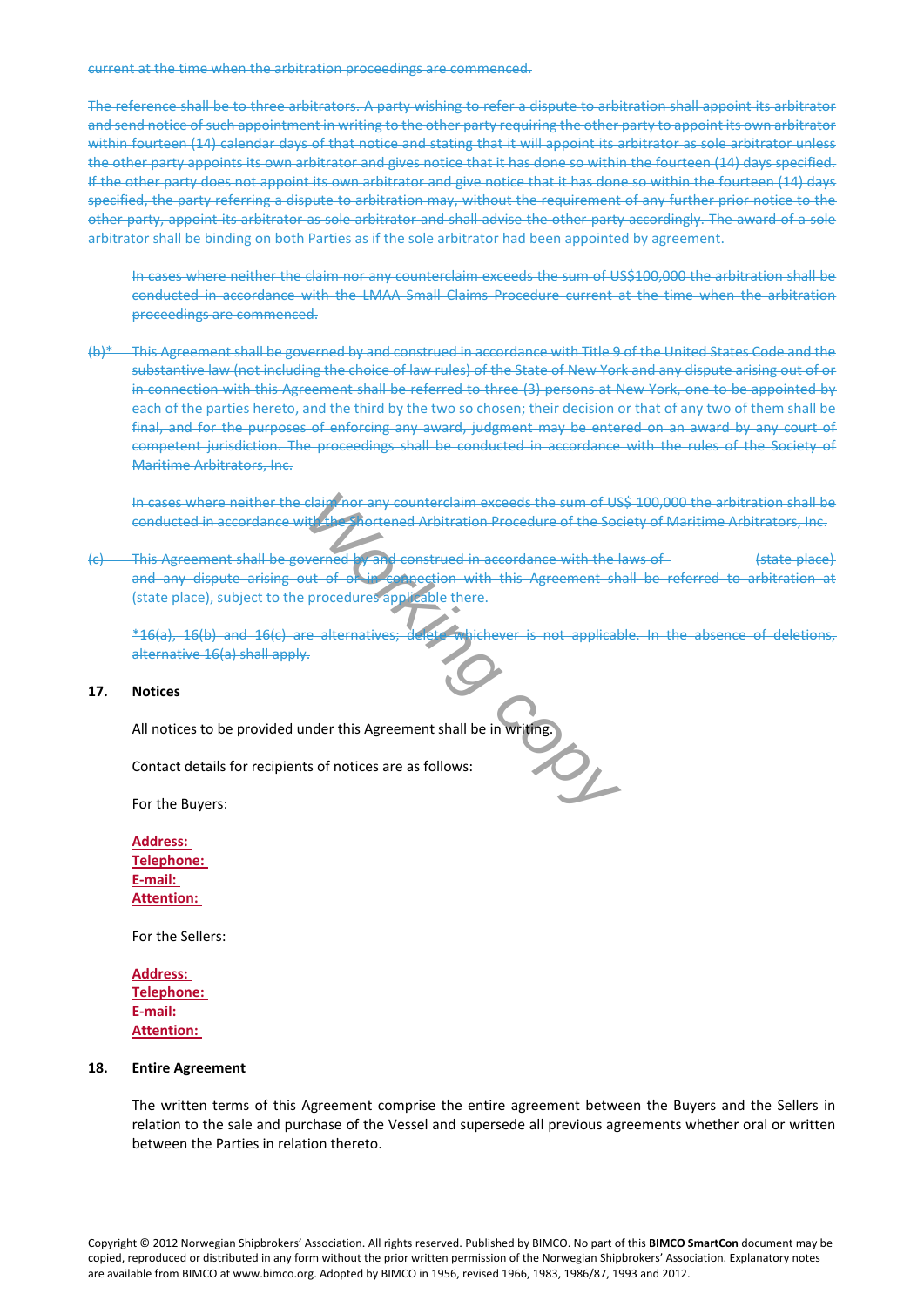~~current at the time when the arbitration proceedings are commenced.~~

~~The reference shall be to three arbitrators. A party wishing to refer a dispute to arbitration shall appoint its arbitrator and send notice of such appointment in writing to the other party requiring the other party to appoint its own arbitrator within fourteen (14) calendar days of that notice and stating that it will appoint its arbitrator as sole arbitrator unless the other party appoints its own arbitrator and gives notice that it has done so within the fourteen (14) days specified. If the other party does not appoint its own arbitrator and give notice that it has done so within the fourteen (14) days specified, the party referring a dispute to arbitration may, without the requirement of any further prior notice to the other party, appoint its arbitrator as sole arbitrator and shall advise the other party accordingly. The award of a sole arbitrator shall be binding on both Parties as if the sole arbitrator had been appointed by agreement.~~

~~In cases where neither the claim nor any counterclaim exceeds the sum of US$100,000 the arbitration shall be conducted in accordance with the LMAA Small Claims Procedure current at the time when the arbitration proceedings are commenced.~~

~~(b)* This Agreement shall be governed by and construed in accordance with Title 9 of the United States Code and the substantive law (not including the choice of law rules) of the State of New York and any dispute arising out of or in connection with this Agreement shall be referred to three (3) persons at New York, one to be appointed by each of the parties hereto, and the third by the two so chosen; their decision or that of any two of them shall be final, and for the purposes of enforcing any award, judgment may be entered on an award by any court of competent jurisdiction. The proceedings shall be conducted in accordance with the rules of the Society of Maritime Arbitrators, Inc.~~

~~In cases where neither the claim nor any counterclaim exceeds the sum of US$ 100,000 the arbitration shall be conducted in accordance with the Shortened Arbitration Procedure of the Society of Maritime Arbitrators, Inc.~~

~~(c) This Agreement shall be governed by and construed in accordance with the laws of (state place) and any dispute arising out of or in connection with this Agreement shall be referred to arbitration at (state place), subject to the procedures applicable there.~~

~~*16(a), 16(b) and 16(c) are alternatives; delete whichever is not applicable. In the absence of deletions, alternative 16(a) shall apply.~~

**17. Notices**

All notices to be provided under this Agreement shall be in writing.

Contact details for recipients of notices are as follows:

For the Buyers:

**Address:**
**Telephone:**
**E-mail:**
**Attention:**

For the Sellers:

**Address:**
**Telephone:**
**E-mail:**
**Attention:**

**18. Entire Agreement**

The written terms of this Agreement comprise the entire agreement between the Buyers and the Sellers in relation to the sale and purchase of the Vessel and supersede all previous agreements whether oral or written between the Parties in relation thereto.

Copyright © 2012 Norwegian Shipbrokers' Association. All rights reserved. Published by BIMCO. No part of this **BIMCO SmartCon** document may be copied, reproduced or distributed in any form without the prior written permission of the Norwegian Shipbrokers' Association. Explanatory notes are available from BIMCO at www.bimco.org. Adopted by BIMCO in 1956, revised 1966, 1983, 1986/87, 1993 and 2012.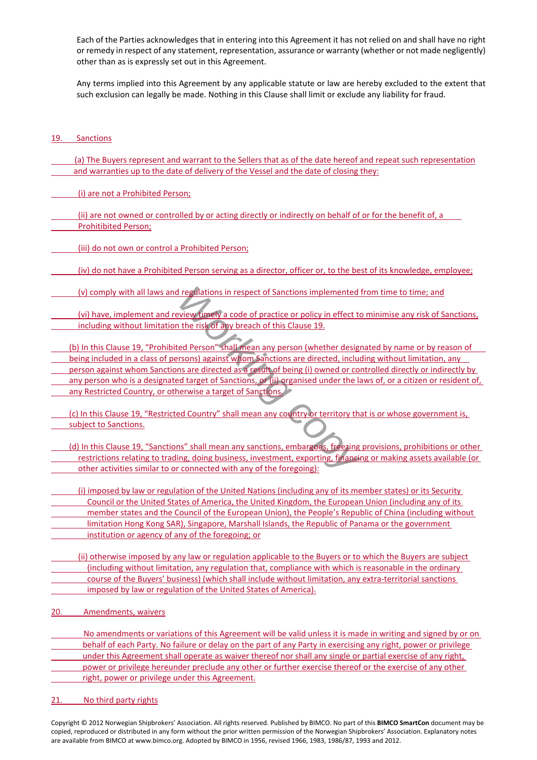Each of the Parties acknowledges that in entering into this Agreement it has not relied on and shall have no right or remedy in respect of any statement, representation, assurance or warranty (whether or not made negligently) other than as is expressly set out in this Agreement.

Any terms implied into this Agreement by any applicable statute or law are hereby excluded to the extent that such exclusion can legally be made. Nothing in this Clause shall limit or exclude any liability for fraud.

## 19. Sanctions

(a) The Buyers represent and warrant to the Sellers that as of the date hereof and repeat such representation and warranties up to the date of delivery of the Vessel and the date of closing they:

(i) are not a Prohibited Person;

(ii) are not owned or controlled by or acting directly or indirectly on behalf of or for the benefit of, a Prohibited Person;

(iii) do not own or control a Prohibited Person;

(iv) do not have a Prohibited Person serving as a director, officer or, to the best of its knowledge, employee;

(v) comply with all laws and regulations in respect of Sanctions implemented from time to time; and

(vi) have, implement and review timely a code of practice or policy in effect to minimise any risk of Sanctions, including without limitation the risk of any breach of this Clause 19.

(b) In this Clause 19, "Prohibited Person" shall mean any person (whether designated by name or by reason of being included in a class of persons) against whom Sanctions are directed, including without limitation, any person against whom Sanctions are directed as a result of being (i) owned or controlled directly or indirectly by any person who is a designated target of Sanctions, or (ii) organised under the laws of, or a citizen or resident of, any Restricted Country, or otherwise a target of Sanctions.

(c) In this Clause 19, "Restricted Country" shall mean any country or territory that is or whose government is, subject to Sanctions.

(d) In this Clause 19, "Sanctions" shall mean any sanctions, embargoes, freezing provisions, prohibitions or other restrictions relating to trading, doing business, investment, exporting, financing or making assets available (or other activities similar to or connected with any of the foregoing):

(i) imposed by law or regulation of the United Nations (including any of its member states) or its Security Council or the United States of America, the United Kingdom, the European Union (including any of its member states and the Council of the European Union), the People's Republic of China (including without limitation Hong Kong SAR), Singapore, Marshall Islands, the Republic of Panama or the government institution or agency of any of the foregoing; or

(ii) otherwise imposed by any law or regulation applicable to the Buyers or to which the Buyers are subject (including without limitation, any regulation that, compliance with which is reasonable in the ordinary course of the Buyers' business) (which shall include without limitation, any extra-territorial sanctions imposed by law or regulation of the United States of America).

## 20. Amendments, waivers

No amendments or variations of this Agreement will be valid unless it is made in writing and signed by or on behalf of each Party. No failure or delay on the part of any Party in exercising any right, power or privilege under this Agreement shall operate as waiver thereof nor shall any single or partial exercise of any right, power or privilege hereunder preclude any other or further exercise thereof or the exercise of any other right, power or privilege under this Agreement.

## 21. No third party rights

Copyright © 2012 Norwegian Shipbrokers' Association. All rights reserved. Published by BIMCO. No part of this **BIMCO SmartCon** document may be copied, reproduced or distributed in any form without the prior written permission of the Norwegian Shipbrokers' Association. Explanatory notes are available from BIMCO at www.bimco.org. Adopted by BIMCO in 1956, revised 1966, 1983, 1986/87, 1993 and 2012.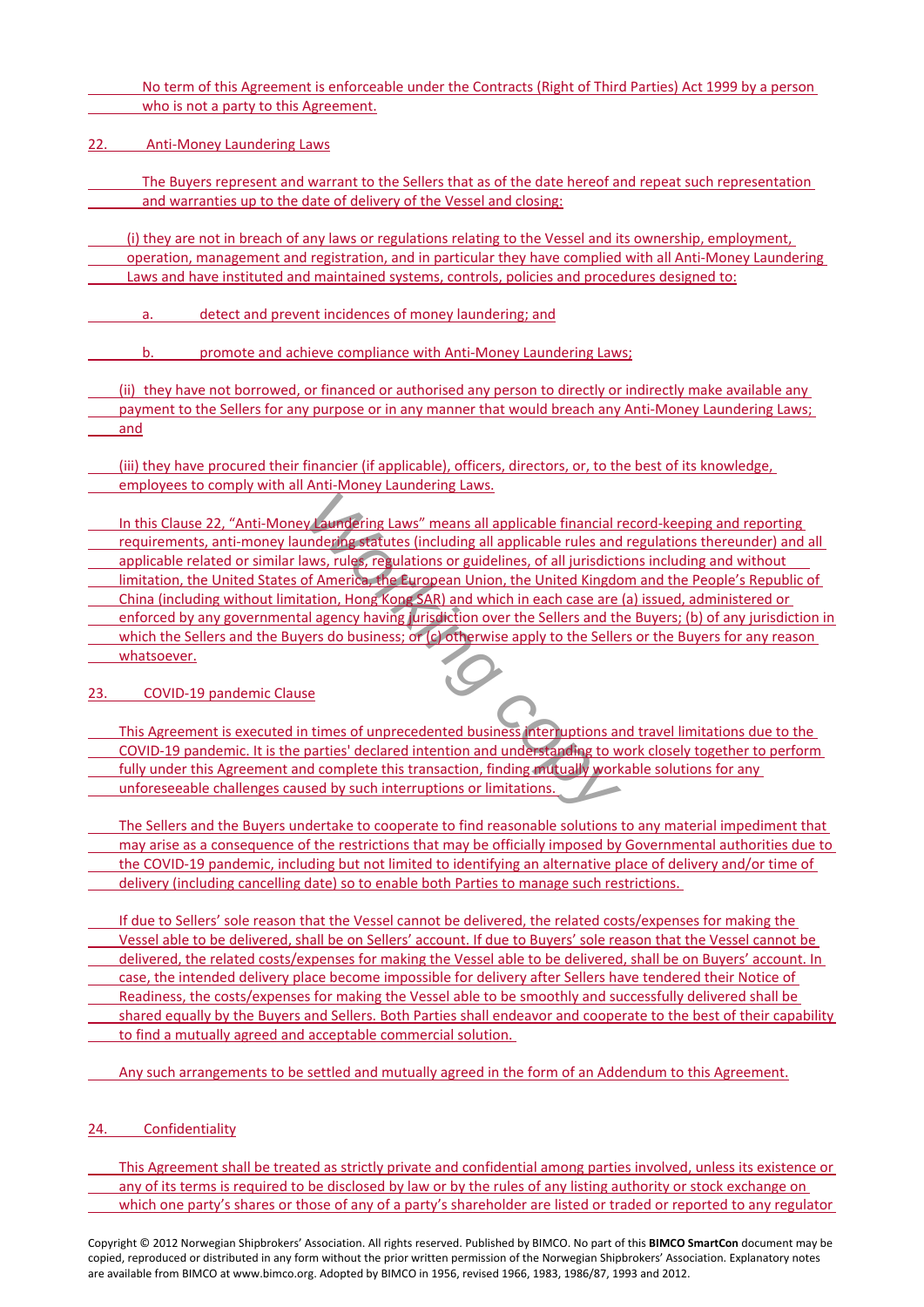No term of this Agreement is enforceable under the Contracts (Right of Third Parties) Act 1999 by a person who is not a party to this Agreement.

## 22. Anti-Money Laundering Laws

The Buyers represent and warrant to the Sellers that as of the date hereof and repeat such representation and warranties up to the date of delivery of the Vessel and closing:

(i) they are not in breach of any laws or regulations relating to the Vessel and its ownership, employment, operation, management and registration, and in particular they have complied with all Anti-Money Laundering Laws and have instituted and maintained systems, controls, policies and procedures designed to:

a. detect and prevent incidences of money laundering; and

b. promote and achieve compliance with Anti-Money Laundering Laws;

(ii) they have not borrowed, or financed or authorised any person to directly or indirectly make available any payment to the Sellers for any purpose or in any manner that would breach any Anti-Money Laundering Laws; and

(iii) they have procured their financier (if applicable), officers, directors, or, to the best of its knowledge, employees to comply with all Anti-Money Laundering Laws.

In this Clause 22, "Anti-Money Laundering Laws" means all applicable financial record-keeping and reporting requirements, anti-money laundering statutes (including all applicable rules and regulations thereunder) and all applicable related or similar laws, rules, regulations or guidelines, of all jurisdictions including and without limitation, the United States of America, the European Union, the United Kingdom and the People's Republic of China (including without limitation, Hong Kong SAR) and which in each case are (a) issued, administered or enforced by any governmental agency having jurisdiction over the Sellers and the Buyers; (b) of any jurisdiction in which the Sellers and the Buyers do business; or (c) otherwise apply to the Sellers or the Buyers for any reason whatsoever.

## 23. COVID-19 pandemic Clause

This Agreement is executed in times of unprecedented business interruptions and travel limitations due to the COVID-19 pandemic. It is the parties' declared intention and understanding to work closely together to perform fully under this Agreement and complete this transaction, finding mutually workable solutions for any unforeseeable challenges caused by such interruptions or limitations.

The Sellers and the Buyers undertake to cooperate to find reasonable solutions to any material impediment that may arise as a consequence of the restrictions that may be officially imposed by Governmental authorities due to the COVID-19 pandemic, including but not limited to identifying an alternative place of delivery and/or time of delivery (including cancelling date) so to enable both Parties to manage such restrictions.

If due to Sellers' sole reason that the Vessel cannot be delivered, the related costs/expenses for making the Vessel able to be delivered, shall be on Sellers' account. If due to Buyers' sole reason that the Vessel cannot be delivered, the related costs/expenses for making the Vessel able to be delivered, shall be on Buyers' account. In case, the intended delivery place become impossible for delivery after Sellers have tendered their Notice of Readiness, the costs/expenses for making the Vessel able to be smoothly and successfully delivered shall be shared equally by the Buyers and Sellers. Both Parties shall endeavor and cooperate to the best of their capability to find a mutually agreed and acceptable commercial solution.

Any such arrangements to be settled and mutually agreed in the form of an Addendum to this Agreement.

## 24. Confidentiality

This Agreement shall be treated as strictly private and confidential among parties involved, unless its existence or any of its terms is required to be disclosed by law or by the rules of any listing authority or stock exchange on which one party's shares or those of any of a party's shareholder are listed or traded or reported to any regulator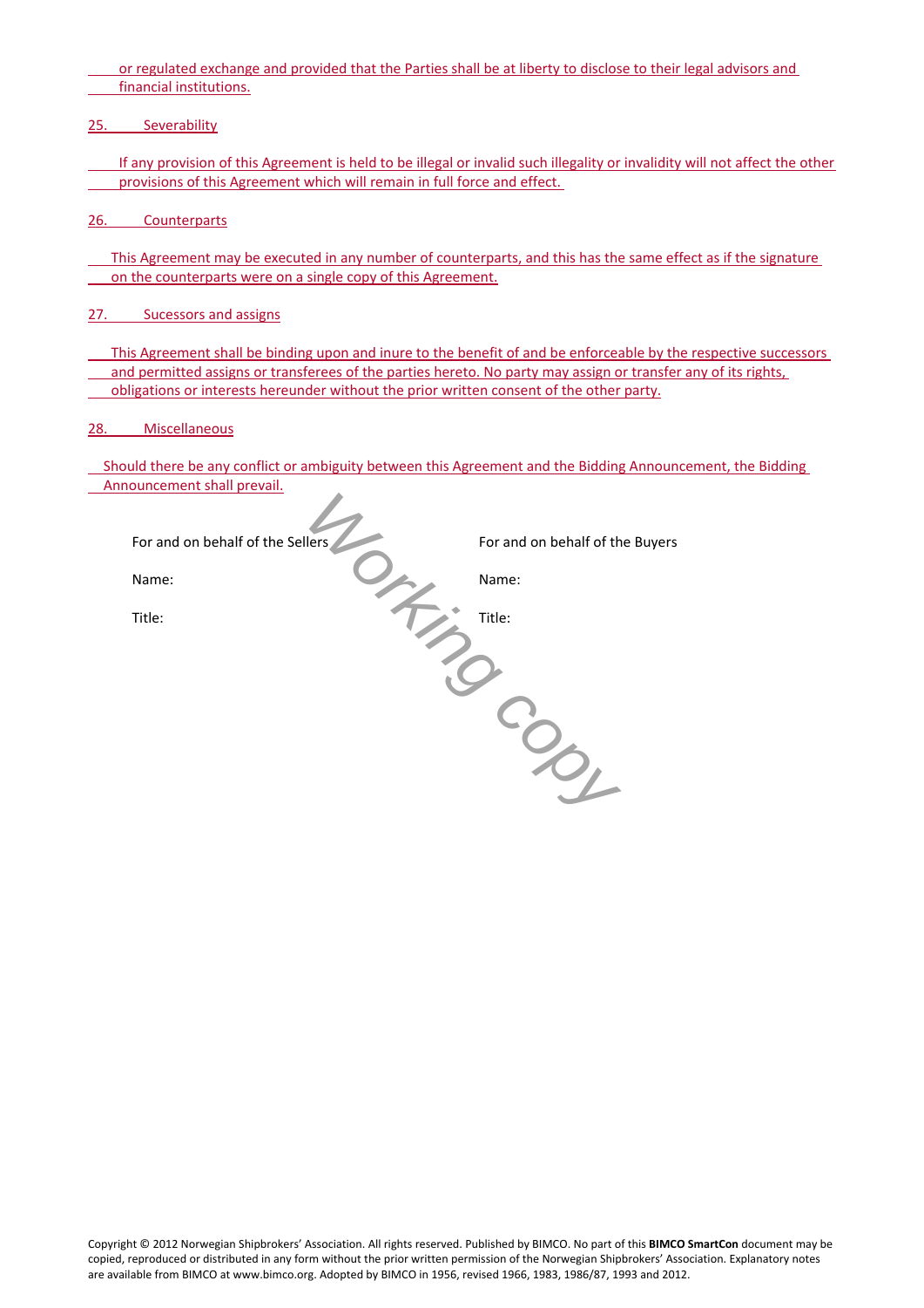or regulated exchange and provided that the Parties shall be at liberty to disclose to their legal advisors and financial institutions.

25. Severability

If any provision of this Agreement is held to be illegal or invalid such illegality or invalidity will not affect the other provisions of this Agreement which will remain in full force and effect.

26. Counterparts

This Agreement may be executed in any number of counterparts, and this has the same effect as if the signature on the counterparts were on a single copy of this Agreement.

27. Sucessors and assigns

This Agreement shall be binding upon and inure to the benefit of and be enforceable by the respective successors and permitted assigns or transferees of the parties hereto. No party may assign or transfer any of its rights, obligations or interests hereunder without the prior written consent of the other party.

28. Miscellaneous

Should there be any conflict or ambiguity between this Agreement and the Bidding Announcement, the Bidding Announcement shall prevail.

| | |
|---|---|
| For and on behalf of the Sellers | For and on behalf of the Buyers |
| Name: | Name: |
| Title: | Title: |

Working copy

Copyright © 2012 Norwegian Shipbrokers' Association. All rights reserved. Published by BIMCO. No part of this **BIMCO SmartCon** document may be copied, reproduced or distributed in any form without the prior written permission of the Norwegian Shipbrokers' Association. Explanatory notes are available from BIMCO at www.bimco.org. Adopted by BIMCO in 1956, revised 1966, 1983, 1986/87, 1993 and 2012.